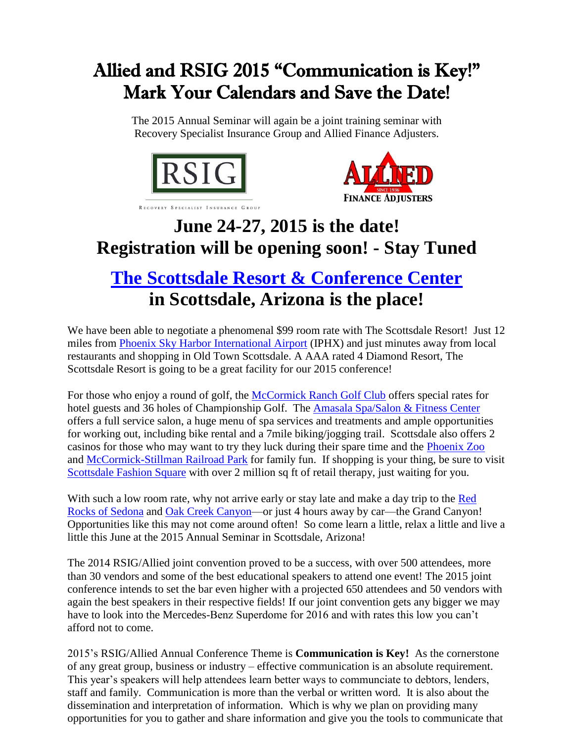# Allied and RSIG 2015 "Communication is Key!" Mark Your Calendars and Save the Date!

The 2015 Annual Seminar will again be a joint training seminar with Recovery Specialist Insurance Group and Allied Finance Adjusters.

RSIG
RECOVERY SPECIALIST INSURANCE GROUP

ALLIED
SINCE 1936
FINANCE ADJUSTERS

## June 24-27, 2015 is the date! Registration will be opening soon! - Stay Tuned

## The Scottsdale Resort & Conference Center in Scottsdale, Arizona is the place!

We have been able to negotiate a phenomenal $99 room rate with The Scottsdale Resort! Just 12 miles from Phoenix Sky Harbor International Airport (IPHX) and just minutes away from local restaurants and shopping in Old Town Scottsdale. A AAA rated 4 Diamond Resort, The Scottsdale Resort is going to be a great facility for our 2015 conference!

For those who enjoy a round of golf, the McCormick Ranch Golf Club offers special rates for hotel guests and 36 holes of Championship Golf. The Amasala Spa/Salon & Fitness Center offers a full service salon, a huge menu of spa services and treatments and ample opportunities for working out, including bike rental and a 7mile biking/jogging trail. Scottsdale also offers 2 casinos for those who may want to try they luck during their spare time and the Phoenix Zoo and McCormick-Stillman Railroad Park for family fun. If shopping is your thing, be sure to visit Scottsdale Fashion Square with over 2 million sq ft of retail therapy, just waiting for you.

With such a low room rate, why not arrive early or stay late and make a day trip to the Red Rocks of Sedona and Oak Creek Canyon—or just 4 hours away by car—the Grand Canyon! Opportunities like this may not come around often! So come learn a little, relax a little and live a little this June at the 2015 Annual Seminar in Scottsdale, Arizona!

The 2014 RSIG/Allied joint convention proved to be a success, with over 500 attendees, more than 30 vendors and some of the best educational speakers to attend one event! The 2015 joint conference intends to set the bar even higher with a projected 650 attendees and 50 vendors with again the best speakers in their respective fields! If our joint convention gets any bigger we may have to look into the Mercedes-Benz Superdome for 2016 and with rates this low you can't afford not to come.

2015's RSIG/Allied Annual Conference Theme is **Communication is Key!** As the cornerstone of any great group, business or industry – effective communication is an absolute requirement. This year's speakers will help attendees learn better ways to communciate to debtors, lenders, staff and family. Communication is more than the verbal or written word. It is also about the dissemination and interpretation of information. Which is why we plan on providing many opportunities for you to gather and share information and give you the tools to communicate that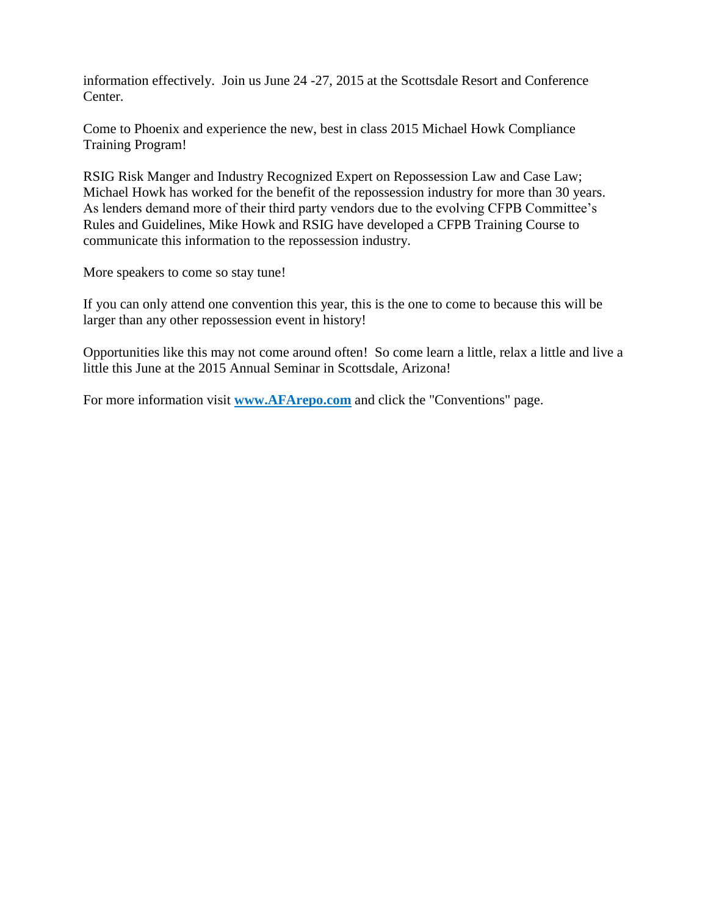information effectively. Join us June 24 -27, 2015 at the Scottsdale Resort and Conference Center.

Come to Phoenix and experience the new, best in class 2015 Michael Howk Compliance Training Program!

RSIG Risk Manger and Industry Recognized Expert on Repossession Law and Case Law; Michael Howk has worked for the benefit of the repossession industry for more than 30 years. As lenders demand more of their third party vendors due to the evolving CFPB Committee's Rules and Guidelines, Mike Howk and RSIG have developed a CFPB Training Course to communicate this information to the repossession industry.

More speakers to come so stay tune!

If you can only attend one convention this year, this is the one to come to because this will be larger than any other repossession event in history!

Opportunities like this may not come around often! So come learn a little, relax a little and live a little this June at the 2015 Annual Seminar in Scottsdale, Arizona!

For more information visit **www.AFArepo.com** and click the "Conventions" page.